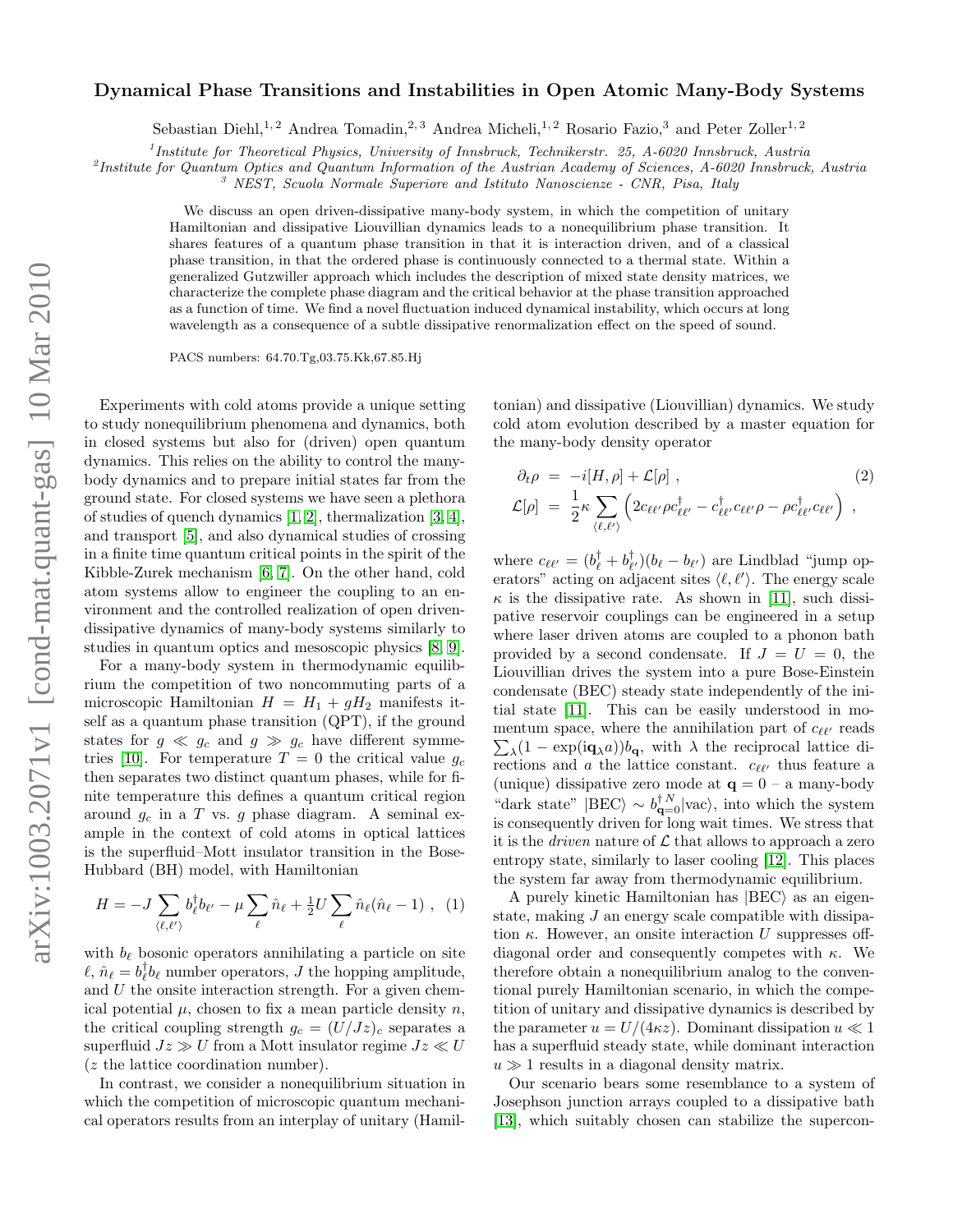# Dynamical Phase Transitions and Instabilities in Open Atomic Many-Body Systems

Sebastian Diehl,[1,2] Andrea Tomadin,[2,3] Andrea Micheli,[1,2] Rosario Fazio,[3] and Peter Zoller[1,2]

[1] *Institute for Theoretical Physics, University of Innsbruck, Technikerstr. 25, A-6020 Innsbruck, Austria*
[2] *Institute for Quantum Optics and Quantum Information of the Austrian Academy of Sciences, A-6020 Innsbruck, Austria*
[3] *NEST, Scuola Normale Superiore and Istituto Nanoscienze - CNR, Pisa, Italy*

We discuss an open driven-dissipative many-body system, in which the competition of unitary Hamiltonian and dissipative Liouvillian dynamics leads to a nonequilibrium phase transition. It shares features of a quantum phase transition in that it is interaction driven, and of a classical phase transition, in that the ordered phase is continuously connected to a thermal state. Within a generalized Gutzwiller approach which includes the description of mixed state density matrices, we characterize the complete phase diagram and the critical behavior at the phase transition approached as a function of time. We find a novel fluctuation induced dynamical instability, which occurs at long wavelength as a consequence of a subtle dissipative renormalization effect on the speed of sound.

PACS numbers: 64.70.Tg,03.75.Kk,67.85.Hj

Experiments with cold atoms provide a unique setting to study nonequilibrium phenomena and dynamics, both in closed systems but also for (driven) open quantum dynamics. This relies on the ability to control the many-body dynamics and to prepare initial states far from the ground state. For closed systems we have seen a plethora of studies of quench dynamics [1, 2], thermalization [3, 4], and transport [5], and also dynamical studies of crossing in a finite time quantum critical points in the spirit of the Kibble-Zurek mechanism [6, 7]. On the other hand, cold atom systems allow to engineer the coupling to an environment and the controlled realization of open driven-dissipative dynamics of many-body systems similarly to studies in quantum optics and mesoscopic physics [8, 9].

For a many-body system in thermodynamic equilibrium the competition of two noncommuting parts of a microscopic Hamiltonian $H = H_1 + gH_2$ manifests itself as a quantum phase transition (QPT), if the ground states for $g \ll g_c$ and $g \gg g_c$ have different symmetries [10]. For temperature $T = 0$ the critical value $g_c$ then separates two distinct quantum phases, while for finite temperature this defines a quantum critical region around $g_c$ in a $T$ vs. $g$ phase diagram. A seminal example in the context of cold atoms in optical lattices is the superfluid–Mott insulator transition in the Bose-Hubbard (BH) model, with Hamiltonian

$$H = -J \sum_{\langle \ell,\ell' \rangle} b^\dagger_\ell b_{\ell'} - \mu \sum_\ell \hat{n}_\ell + \tfrac{1}{2} U \sum_\ell \hat{n}_\ell(\hat{n}_\ell - 1) \ , \quad (1)$$

with $b_\ell$ bosonic operators annihilating a particle on site $\ell$, $\hat{n}_\ell = b^\dagger_\ell b_\ell$ number operators, $J$ the hopping amplitude, and $U$ the onsite interaction strength. For a given chemical potential $\mu$, chosen to fix a mean particle density $n$, the critical coupling strength $g_c = (U/Jz)_c$ separates a superfluid $Jz \gg U$ from a Mott insulator regime $Jz \ll U$ ($z$ the lattice coordination number).

In contrast, we consider a nonequilibrium situation in which the competition of microscopic quantum mechanical operators results from an interplay of unitary (Hamiltonian) and dissipative (Liouvillian) dynamics. We study cold atom evolution described by a master equation for the many-body density operator

$$\begin{aligned} \partial_t \rho &= -i[H, \rho] + \mathcal{L}[\rho] \ , \\ \mathcal{L}[\rho] &= \frac{1}{2}\kappa \sum_{\langle \ell,\ell' \rangle} \left( 2 c_{\ell\ell'} \rho c^\dagger_{\ell\ell'} - c^\dagger_{\ell\ell'} c_{\ell\ell'} \rho - \rho c^\dagger_{\ell\ell'} c_{\ell\ell'} \right) \ , \end{aligned} \quad (2)$$

where $c_{\ell\ell'} = (b^\dagger_\ell + b^\dagger_{\ell'})(b_\ell - b_{\ell'})$ are Lindblad "jump operators" acting on adjacent sites $\langle \ell, \ell' \rangle$. The energy scale $\kappa$ is the dissipative rate. As shown in [11], such dissipative reservoir couplings can be engineered in a setup where laser driven atoms are coupled to a phonon bath provided by a second condensate. If $J = U = 0$, the Liouvillian drives the system into a pure Bose-Einstein condensate (BEC) steady state independently of the initial state [11]. This can be easily understood in momentum space, where the annihilation part of $c_{\ell\ell'}$ reads $\sum_\lambda (1 - \exp(i\mathbf{q}_\lambda a)) b_\mathbf{q}$, with $\lambda$ the reciprocal lattice directions and $a$ the lattice constant. $c_{\ell\ell'}$ thus feature a (unique) dissipative zero mode at $\mathbf{q} = 0$ – a many-body "dark state" $|\text{BEC}\rangle \sim b^{\dagger\, N}_{\mathbf{q}=0} |\text{vac}\rangle$, into which the system is consequently driven for long wait times. We stress that it is the *driven* nature of $\mathcal{L}$ that allows to approach a zero entropy state, similarly to laser cooling [12]. This places the system far away from thermodynamic equilibrium.

A purely kinetic Hamiltonian has $|\text{BEC}\rangle$ as an eigenstate, making $J$ an energy scale compatible with dissipation $\kappa$. However, an onsite interaction $U$ suppresses off-diagonal order and consequently competes with $\kappa$. We therefore obtain a nonequilibrium analog to the conventional purely Hamiltonian scenario, in which the competition of unitary and dissipative dynamics is described by the parameter $u = U/(4\kappa z)$. Dominant dissipation $u \ll 1$ has a superfluid steady state, while dominant interaction $u \gg 1$ results in a diagonal density matrix.

Our scenario bears some resemblance to a system of Josephson junction arrays coupled to a dissipative bath [13], which suitably chosen can stabilize the supercon-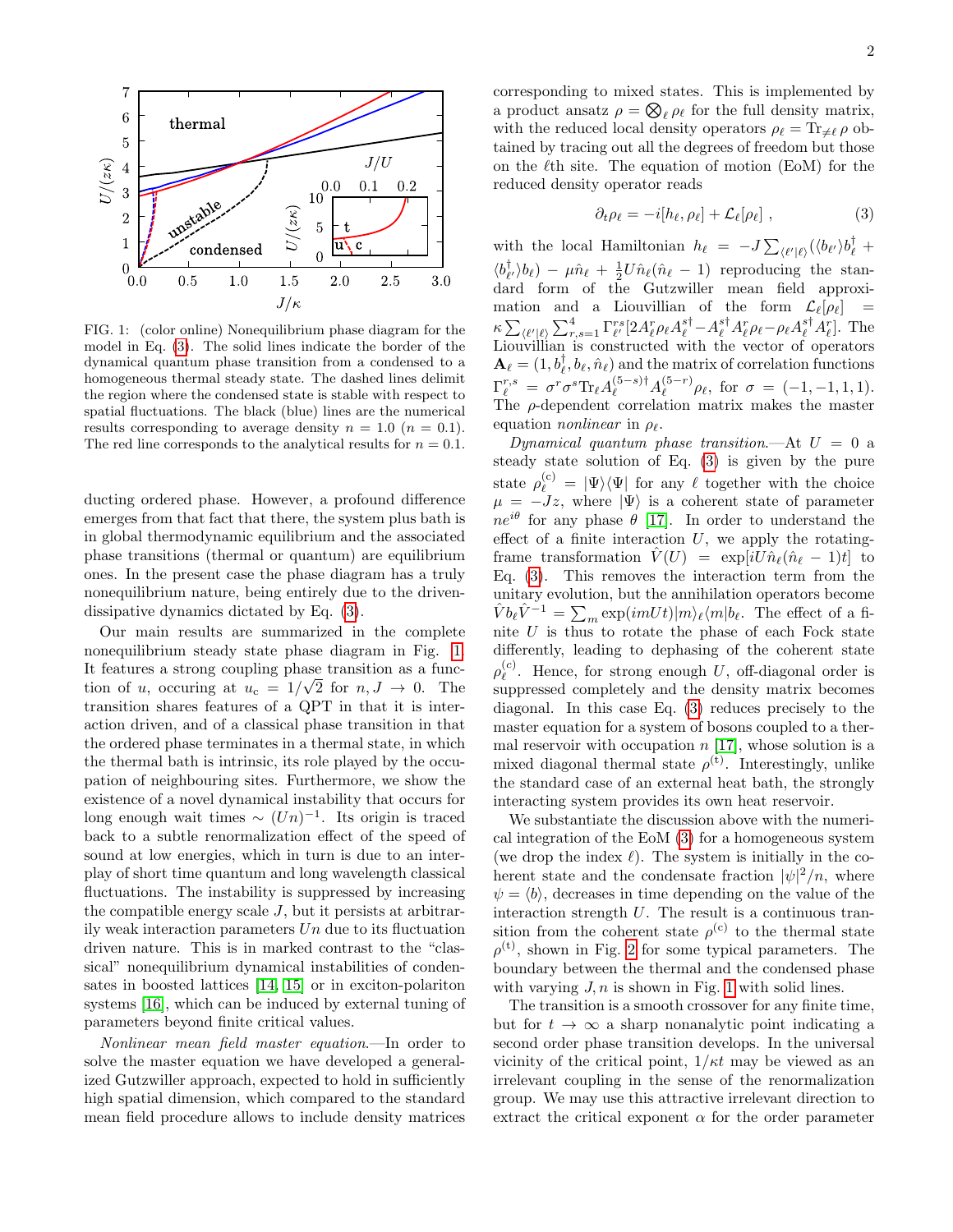FIG. 1: (color online) Nonequilibrium phase diagram for the model in Eq. (3). The solid lines indicate the border of the dynamical quantum phase transition from a condensed to a homogeneous thermal steady state. The dashed lines delimit the region where the condensed state is stable with respect to spatial fluctuations. The black (blue) lines are the numerical results corresponding to average density $n = 1.0$ ($n = 0.1$). The red line corresponds to the analytical results for $n = 0.1$.

ducting ordered phase. However, a profound difference emerges from that fact that there, the system plus bath is in global thermodynamic equilibrium and the associated phase transitions (thermal or quantum) are equilibrium ones. In the present case the phase diagram has a truly nonequilibrium nature, being entirely due to the driven-dissipative dynamics dictated by Eq. (3).

Our main results are summarized in the complete nonequilibrium steady state phase diagram in Fig. 1. It features a strong coupling phase transition as a function of $u$, occuring at $u_c = 1/\sqrt{2}$ for $n, J \to 0$. The transition shares features of a QPT in that it is interaction driven, and of a classical phase transition in that the ordered phase terminates in a thermal state, in which the thermal bath is intrinsic, its role played by the occupation of neighbouring sites. Furthermore, we show the existence of a novel dynamical instability that occurs for long enough wait times $\sim (Un)^{-1}$. Its origin is traced back to a subtle renormalization effect of the speed of sound at low energies, which in turn is due to an interplay of short time quantum and long wavelength classical fluctuations. The instability is suppressed by increasing the compatible energy scale $J$, but it persists at arbitrarily weak interaction parameters $Un$ due to its fluctuation driven nature. This is in marked contrast to the "classical" nonequilibrium dynamical instabilities of condensates in boosted lattices [14, 15] or in exciton-polariton systems [16], which can be induced by external tuning of parameters beyond finite critical values.

*Nonlinear mean field master equation.*—In order to solve the master equation we have developed a generalized Gutzwiller approach, expected to hold in sufficiently high spatial dimension, which compared to the standard mean field procedure allows to include density matrices corresponding to mixed states. This is implemented by a product ansatz $\rho = \bigotimes_\ell \rho_\ell$ for the full density matrix, with the reduced local density operators $\rho_\ell = \mathrm{Tr}_{\neq \ell}\, \rho$ obtained by tracing out all the degrees of freedom but those on the $\ell$th site. The equation of motion (EoM) for the reduced density operator reads

$$\partial_t \rho_\ell = -i[h_\ell, \rho_\ell] + \mathcal{L}_\ell[\rho_\ell] \,, \tag{3}$$

with the local Hamiltonian $h_\ell = -J\sum_{\langle \ell' | \ell \rangle}(\langle b_{\ell'}\rangle b_\ell^\dagger + \langle b_{\ell'}^\dagger \rangle b_\ell) - \mu \hat{n}_\ell + \frac{1}{2}U\hat{n}_\ell(\hat{n}_\ell - 1)$ reproducing the standard form of the Gutzwiller mean field approximation and a Liouvillian of the form $\mathcal{L}_\ell[\rho_\ell] = \kappa \sum_{\langle \ell' | \ell \rangle} \sum_{r,s=1}^{4} \Gamma_{\ell'}^{rs} [2A_\ell^r \rho_\ell A_\ell^{s\dagger} - A_\ell^{s\dagger} A_\ell^r \rho_\ell - \rho_\ell A_\ell^{s\dagger} A_\ell^r]$. The Liouvillian is constructed with the vector of operators $\mathbf{A}_\ell = (1, b_\ell^\dagger, b_\ell, \hat{n}_\ell)$ and the matrix of correlation functions $\Gamma_\ell^{r,s} = \sigma^r \sigma^s \mathrm{Tr}_\ell A_\ell^{(5-s)\dagger} A_\ell^{(5-r)} \rho_\ell$, for $\sigma = (-1, -1, 1, 1)$. The $\rho$-dependent correlation matrix makes the master equation *nonlinear* in $\rho_\ell$.

*Dynamical quantum phase transition.*—At $U = 0$ a steady state solution of Eq. (3) is given by the pure state $\rho_\ell^{(c)} = |\Psi\rangle\langle\Psi|$ for any $\ell$ together with the choice $\mu = -Jz$, where $|\Psi\rangle$ is a coherent state of parameter $ne^{i\theta}$ for any phase $\theta$ [17]. In order to understand the effect of a finite interaction $U$, we apply the rotating-frame transformation $\hat{V}(U) = \exp[iU\hat{n}_\ell(\hat{n}_\ell - 1)t]$ to Eq. (3). This removes the interaction term from the unitary evolution, but the annihilation operators become $\hat{V} b_\ell \hat{V}^{-1} = \sum_m \exp(imUt)|m\rangle_\ell\langle m| b_\ell$. The effect of a finite $U$ is thus to rotate the phase of each Fock state differently, leading to dephasing of the coherent state $\rho_\ell^{(c)}$. Hence, for strong enough $U$, off-diagonal order is suppressed completely and the density matrix becomes diagonal. In this case Eq. (3) reduces precisely to the master equation for a system of bosons coupled to a thermal reservoir with occupation $n$ [17], whose solution is a mixed diagonal thermal state $\rho^{(t)}$. Interestingly, unlike the standard case of an external heat bath, the strongly interacting system provides its own heat reservoir.

We substantiate the discussion above with the numerical integration of the EoM (3) for a homogeneous system (we drop the index $\ell$). The system is initially in the coherent state and the condensate fraction $|\psi|^2/n$, where $\psi = \langle b\rangle$, decreases in time depending on the value of the interaction strength $U$. The result is a continuous transition from the coherent state $\rho^{(c)}$ to the thermal state $\rho^{(t)}$, shown in Fig. 2 for some typical parameters. The boundary between the thermal and the condensed phase with varying $J, n$ is shown in Fig. 1 with solid lines.

The transition is a smooth crossover for any finite time, but for $t \to \infty$ a sharp nonanalytic point indicating a second order phase transition develops. In the universal vicinity of the critical point, $1/\kappa t$ may be viewed as an irrelevant coupling in the sense of the renormalization group. We may use this attractive irrelevant direction to extract the critical exponent $\alpha$ for the order parameter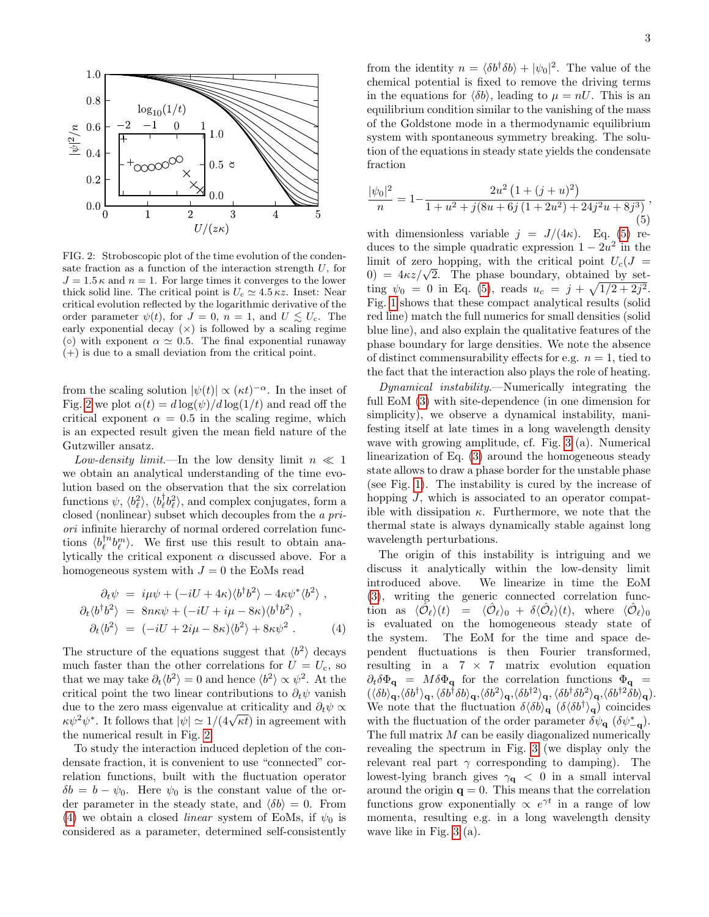FIG. 2: Stroboscopic plot of the time evolution of the condensate fraction as a function of the interaction strength $U$, for $J = 1.5\,\kappa$ and $n = 1$. For large times it converges to the lower thick solid line. The critical point is $U_c \simeq 4.5\,\kappa z$. Inset: Near critical evolution reflected by the logarithmic derivative of the order parameter $\psi(t)$, for $J = 0$, $n = 1$, and $U \lesssim U_c$. The early exponential decay (×) is followed by a scaling regime (◦) with exponent $\alpha \simeq 0.5$. The final exponential runaway (+) is due to a small deviation from the critical point.

from the scaling solution $|\psi(t)| \propto (\kappa t)^{-\alpha}$. In the inset of Fig. 2 we plot $\alpha(t) = d\log(\psi)/d\log(1/t)$ and read off the critical exponent $\alpha = 0.5$ in the scaling regime, which is an expected result given the mean field nature of the Gutzwiller ansatz.

*Low-density limit.*—In the low density limit $n \ll 1$ we obtain an analytical understanding of the time evolution based on the observation that the six correlation functions $\psi$, $\langle b_\ell^2\rangle$, $\langle b_\ell^\dagger b_\ell^2\rangle$, and complex conjugates, form a closed (nonlinear) subset which decouples from the *a priori* infinite hierarchy of normal ordered correlation functions $\langle b_\ell^{\dagger n} b_\ell^m\rangle$. We first use this result to obtain analytically the critical exponent $\alpha$ discussed above. For a homogeneous system with $J = 0$ the EoMs read

$$
\begin{aligned}
\partial_t \psi &= i\mu\psi + (-iU + 4\kappa)\langle b^\dagger b^2\rangle - 4\kappa\psi^*\langle b^2\rangle \,, \\
\partial_t \langle b^\dagger b^2\rangle &= 8n\kappa\psi + (-iU + i\mu - 8\kappa)\langle b^\dagger b^2\rangle \,, \\
\partial_t \langle b^2\rangle &= (-iU + 2i\mu - 8\kappa)\langle b^2\rangle + 8\kappa\psi^2 \,. \qquad (4)
\end{aligned}
$$

The structure of the equations suggest that $\langle b^2\rangle$ decays much faster than the other correlations for $U = U_c$, so that we may take $\partial_t\langle b^2\rangle = 0$ and hence $\langle b^2\rangle \propto \psi^2$. At the critical point the two linear contributions to $\partial_t\psi$ vanish due to the zero mass eigenvalue at criticality and $\partial_t\psi \propto \kappa\psi^2\psi^*$. It follows that $|\psi| \simeq 1/(4\sqrt{\kappa t})$ in agreement with the numerical result in Fig. 2.

To study the interaction induced depletion of the condensate fraction, it is convenient to use "connected" correlation functions, built with the fluctuation operator $\delta b = b - \psi_0$. Here $\psi_0$ is the constant value of the order parameter in the steady state, and $\langle\delta b\rangle = 0$. From (4) we obtain a closed *linear* system of EoMs, if $\psi_0$ is considered as a parameter, determined self-consistently from the identity $n = \langle\delta b^\dagger\delta b\rangle + |\psi_0|^2$. The value of the chemical potential is fixed to remove the driving terms in the equations for $\langle\delta b\rangle$, leading to $\mu = nU$. This is an equilibrium condition similar to the vanishing of the mass of the Goldstone mode in a thermodynamic equilibrium system with spontaneous symmetry breaking. The solution of the equations in steady state yields the condensate fraction

$$
\frac{|\psi_0|^2}{n} = 1 - \frac{2u^2\left(1 + (j+u)^2\right)}{1 + u^2 + j(8u + 6j\,(1 + 2u^2) + 24j^2u + 8j^3)}\,, \qquad (5)
$$

with dimensionless variable $j = J/(4\kappa)$. Eq. (5) reduces to the simple quadratic expression $1 - 2u^2$ in the limit of zero hopping, with the critical point $U_c(J = 0) = 4\kappa z/\sqrt{2}$. The phase boundary, obtained by setting $\psi_0 = 0$ in Eq. (5), reads $u_c = j + \sqrt{1/2 + 2j^2}$. Fig. 1 shows that these compact analytical results (solid red line) match the full numerics for small densities (solid blue line), and also explain the qualitative features of the phase boundary for large densities. We note the absence of distinct commensurability effects for e.g. $n = 1$, tied to the fact that the interaction also plays the role of heating.

*Dynamical instability.*—Numerically integrating the full EoM (3) with site-dependence (in one dimension for simplicity), we observe a dynamical instability, manifesting itself at late times in a long wavelength density wave with growing amplitude, cf. Fig. 3 (a). Numerical linearization of Eq. (3) around the homogeneous steady state allows to draw a phase border for the unstable phase (see Fig. 1). The instability is cured by the increase of hopping $J$, which is associated to an operator compatible with dissipation $\kappa$. Furthermore, we note that the thermal state is always dynamically stable against long wavelength perturbations.

The origin of this instability is intriguing and we discuss it analytically within the low-density limit introduced above. We linearize in time the EoM (3), writing the generic connected correlation function as $\langle\hat{\mathcal{O}}_\ell\rangle(t) = \langle\hat{\mathcal{O}}_\ell\rangle_0 + \delta\langle\hat{\mathcal{O}}_\ell\rangle(t)$, where $\langle\hat{\mathcal{O}}_\ell\rangle_0$ is evaluated on the homogeneous steady state of the system. The EoM for the time and space dependent fluctuations is then Fourier transformed, resulting in a $7 \times 7$ matrix evolution equation $\partial_t\delta\Phi_{\mathbf{q}} = M\delta\Phi_{\mathbf{q}}$ for the correlation functions $\Phi_{\mathbf{q}} = (\langle\delta b\rangle_{\mathbf{q}}, \langle\delta b^\dagger\rangle_{\mathbf{q}}, \langle\delta b^\dagger\delta b\rangle_{\mathbf{q}}, \langle\delta b^2\rangle_{\mathbf{q}}, \langle\delta b^{\dagger 2}\rangle_{\mathbf{q}}, \langle\delta b^\dagger\delta b^2\rangle_{\mathbf{q}}, \langle\delta b^{\dagger 2}\delta b\rangle_{\mathbf{q}})$. We note that the fluctuation $\delta\langle\delta b\rangle_{\mathbf{q}}$ ($\delta\langle\delta b^\dagger\rangle_{\mathbf{q}}$) coincides with the fluctuation of the order parameter $\delta\psi_{\mathbf{q}}$ ($\delta\psi^*_{-\mathbf{q}}$). The full matrix $M$ can be easily diagonalized numerically revealing the spectrum in Fig. 3 (we display only the relevant real part $\gamma$ corresponding to damping). The lowest-lying branch gives $\gamma_{\mathbf{q}} < 0$ in a small interval around the origin $\mathbf{q} = 0$. This means that the correlation functions grow exponentially $\propto e^{\gamma t}$ in a range of low momenta, resulting e.g. in a long wavelength density wave like in Fig. 3 (a).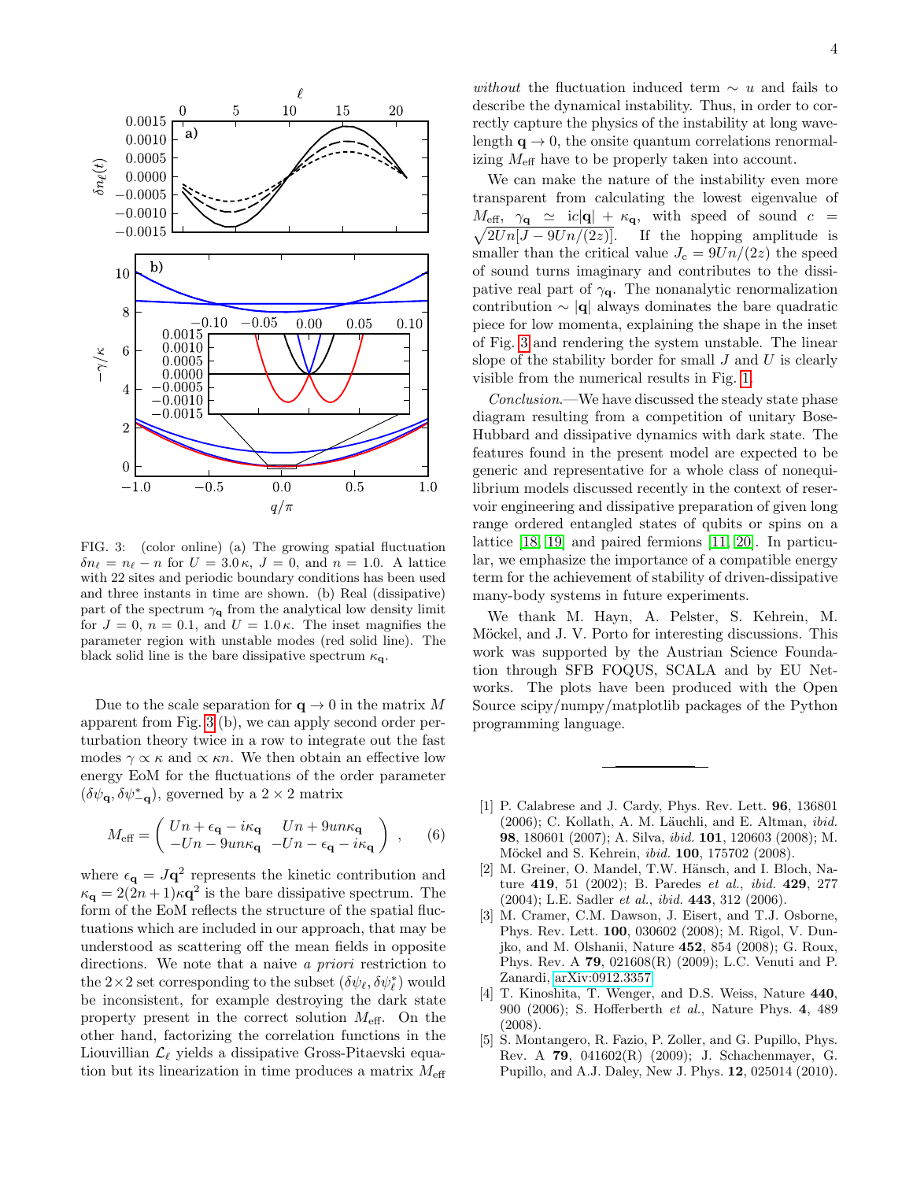FIG. 3: (color online) (a) The growing spatial fluctuation $\delta n_\ell = n_\ell - n$ for $U = 3.0\,\kappa$, $J = 0$, and $n = 1.0$. A lattice with 22 sites and periodic boundary conditions has been used and three instants in time are shown. (b) Real (dissipative) part of the spectrum $\gamma_\mathbf{q}$ from the analytical low density limit for $J = 0$, $n = 0.1$, and $U = 1.0\,\kappa$. The inset magnifies the parameter region with unstable modes (red solid line). The black solid line is the bare dissipative spectrum $\kappa_\mathbf{q}$.

Due to the scale separation for $\mathbf{q} \to 0$ in the matrix $M$ apparent from Fig. 3 (b), we can apply second order perturbation theory twice in a row to integrate out the fast modes $\gamma \propto \kappa$ and $\propto \kappa n$. We then obtain an effective low energy EoM for the fluctuations of the order parameter $(\delta\psi_\mathbf{q}, \delta\psi^*_{-\mathbf{q}})$, governed by a $2 \times 2$ matrix

$$M_{\text{eff}} = \begin{pmatrix} Un + \epsilon_\mathbf{q} - i\kappa_\mathbf{q} & Un + 9un\kappa_\mathbf{q} \\ -Un - 9un\kappa_\mathbf{q} & -Un - \epsilon_\mathbf{q} - i\kappa_\mathbf{q} \end{pmatrix}, \quad (6)$$

where $\epsilon_\mathbf{q} = J\mathbf{q}^2$ represents the kinetic contribution and $\kappa_\mathbf{q} = 2(2n+1)\kappa\mathbf{q}^2$ is the bare dissipative spectrum. The form of the EoM reflects the structure of the spatial fluctuations which are included in our approach, that may be understood as scattering off the mean fields in opposite directions. We note that a naive *a priori* restriction to the $2\times 2$ set corresponding to the subset $(\delta\psi_\ell, \delta\psi^*_\ell)$ would be inconsistent, for example destroying the dark state property present in the correct solution $M_{\text{eff}}$. On the other hand, factorizing the correlation functions in the Liouvillian $\mathcal{L}_\ell$ yields a dissipative Gross-Pitaevski equation but its linearization in time produces a matrix $M_{\text{eff}}$ *without* the fluctuation induced term $\sim u$ and fails to describe the dynamical instability. Thus, in order to correctly capture the physics of the instability at long wavelength $\mathbf{q} \to 0$, the onsite quantum correlations renormalizing $M_{\text{eff}}$ have to be properly taken into account.

We can make the nature of the instability even more transparent from calculating the lowest eigenvalue of $M_{\text{eff}}$, $\gamma_\mathbf{q} \simeq \mathrm{i}c|\mathbf{q}| + \kappa_\mathbf{q}$, with speed of sound $c = \sqrt{2Un[J - 9Un/(2z)]}$. If the hopping amplitude is smaller than the critical value $J_\mathrm{c} = 9Un/(2z)$ the speed of sound turns imaginary and contributes to the dissipative real part of $\gamma_\mathbf{q}$. The nonanalytic renormalization contribution $\sim |\mathbf{q}|$ always dominates the bare quadratic piece for low momenta, explaining the shape in the inset of Fig. 3 and rendering the system unstable. The linear slope of the stability border for small $J$ and $U$ is clearly visible from the numerical results in Fig. 1.

*Conclusion.*—We have discussed the steady state phase diagram resulting from a competition of unitary Bose-Hubbard and dissipative dynamics with dark state. The features found in the present model are expected to be generic and representative for a whole class of nonequilibrium models discussed recently in the context of reservoir engineering and dissipative preparation of given long range ordered entangled states of qubits or spins on a lattice [18, 19] and paired fermions [11, 20]. In particular, we emphasize the importance of a compatible energy term for the achievement of stability of driven-dissipative many-body systems in future experiments.

We thank M. Hayn, A. Pelster, S. Kehrein, M. Möckel, and J. V. Porto for interesting discussions. This work was supported by the Austrian Science Foundation through SFB FOQUS, SCALA and by EU Networks. The plots have been produced with the Open Source scipy/numpy/matplotlib packages of the Python programming language.

---

[1] P. Calabrese and J. Cardy, Phys. Rev. Lett. **96**, 136801 (2006); C. Kollath, A. M. Läuchli, and E. Altman, *ibid.* **98**, 180601 (2007); A. Silva, *ibid.* **101**, 120603 (2008); M. Möckel and S. Kehrein, *ibid.* **100**, 175702 (2008).

[2] M. Greiner, O. Mandel, T.W. Hänsch, and I. Bloch, Nature **419**, 51 (2002); B. Paredes *et al.*, *ibid.* **429**, 277 (2004); L.E. Sadler *et al.*, *ibid.* **443**, 312 (2006).

[3] M. Cramer, C.M. Dawson, J. Eisert, and T.J. Osborne, Phys. Rev. Lett. **100**, 030602 (2008); M. Rigol, V. Dunjko, and M. Olshanii, Nature **452**, 854 (2008); G. Roux, Phys. Rev. A **79**, 021608(R) (2009); L.C. Venuti and P. Zanardi, arXiv:0912.3357.

[4] T. Kinoshita, T. Wenger, and D.S. Weiss, Nature **440**, 900 (2006); S. Hofferberth *et al.*, Nature Phys. **4**, 489 (2008).

[5] S. Montangero, R. Fazio, P. Zoller, and G. Pupillo, Phys. Rev. A **79**, 041602(R) (2009); J. Schachenmayer, G. Pupillo, and A.J. Daley, New J. Phys. **12**, 025014 (2010).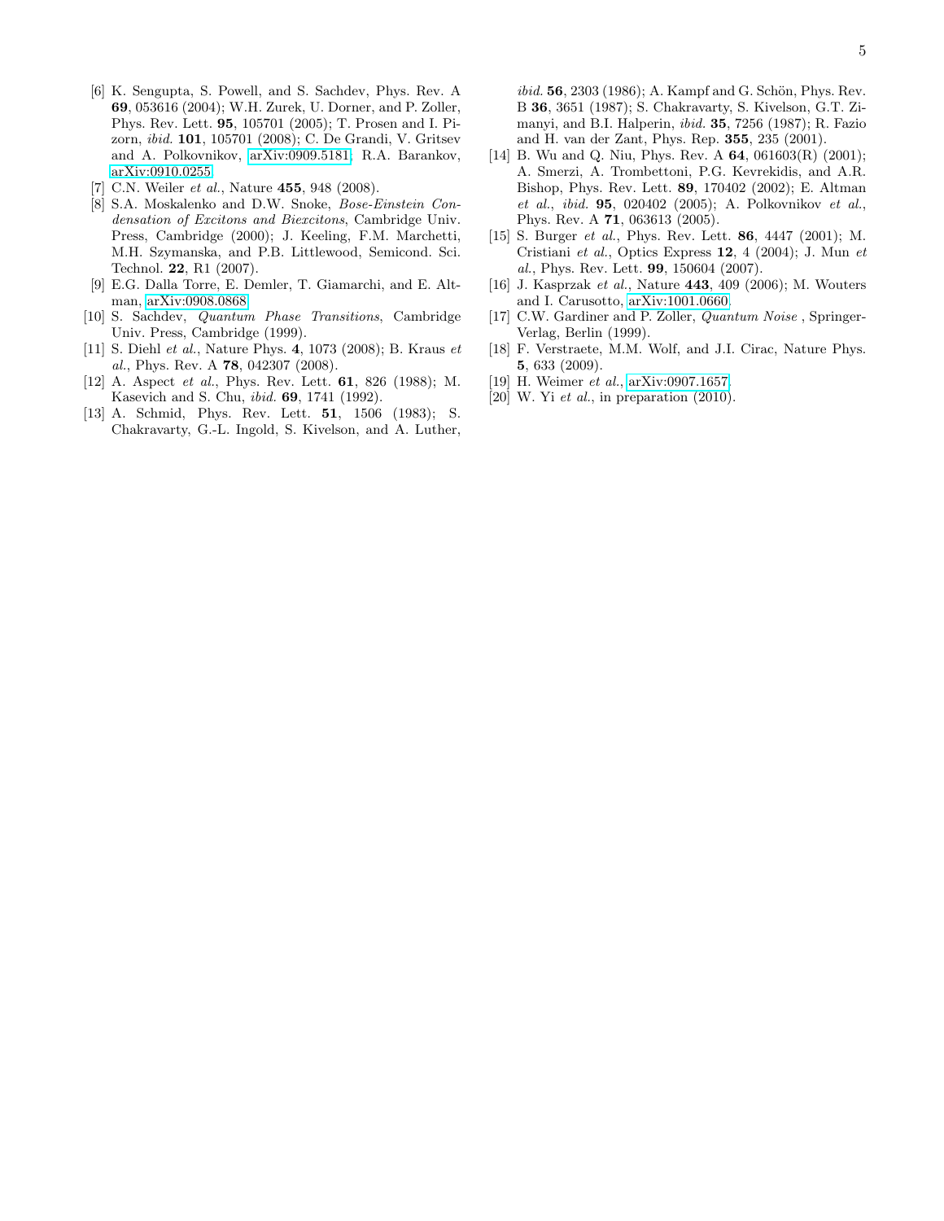[6] K. Sengupta, S. Powell, and S. Sachdev, Phys. Rev. A **69**, 053616 (2004); W.H. Zurek, U. Dorner, and P. Zoller, Phys. Rev. Lett. **95**, 105701 (2005); T. Prosen and I. Pizorn, *ibid.* **101**, 105701 (2008); C. De Grandi, V. Gritsev and A. Polkovnikov, arXiv:0909.5181; R.A. Barankov, arXiv:0910.0255.

[7] C.N. Weiler *et al.*, Nature **455**, 948 (2008).

[8] S.A. Moskalenko and D.W. Snoke, *Bose-Einstein Condensation of Excitons and Biexcitons*, Cambridge Univ. Press, Cambridge (2000); J. Keeling, F.M. Marchetti, M.H. Szymanska, and P.B. Littlewood, Semicond. Sci. Technol. **22**, R1 (2007).

[9] E.G. Dalla Torre, E. Demler, T. Giamarchi, and E. Altman, arXiv:0908.0868.

[10] S. Sachdev, *Quantum Phase Transitions*, Cambridge Univ. Press, Cambridge (1999).

[11] S. Diehl *et al.*, Nature Phys. **4**, 1073 (2008); B. Kraus *et al.*, Phys. Rev. A **78**, 042307 (2008).

[12] A. Aspect *et al.*, Phys. Rev. Lett. **61**, 826 (1988); M. Kasevich and S. Chu, *ibid.* **69**, 1741 (1992).

[13] A. Schmid, Phys. Rev. Lett. **51**, 1506 (1983); S. Chakravarty, G.-L. Ingold, S. Kivelson, and A. Luther, *ibid.* **56**, 2303 (1986); A. Kampf and G. Schön, Phys. Rev. B **36**, 3651 (1987); S. Chakravarty, S. Kivelson, G.T. Zimanyi, and B.I. Halperin, *ibid.* **35**, 7256 (1987); R. Fazio and H. van der Zant, Phys. Rep. **355**, 235 (2001).

[14] B. Wu and Q. Niu, Phys. Rev. A **64**, 061603(R) (2001); A. Smerzi, A. Trombettoni, P.G. Kevrekidis, and A.R. Bishop, Phys. Rev. Lett. **89**, 170402 (2002); E. Altman *et al.*, *ibid.* **95**, 020402 (2005); A. Polkovnikov *et al.*, Phys. Rev. A **71**, 063613 (2005).

[15] S. Burger *et al.*, Phys. Rev. Lett. **86**, 4447 (2001); M. Cristiani *et al.*, Optics Express **12**, 4 (2004); J. Mun *et al.*, Phys. Rev. Lett. **99**, 150604 (2007).

[16] J. Kasprzak *et al.*, Nature **443**, 409 (2006); M. Wouters and I. Carusotto, arXiv:1001.0660.

[17] C.W. Gardiner and P. Zoller, *Quantum Noise* , Springer-Verlag, Berlin (1999).

[18] F. Verstraete, M.M. Wolf, and J.I. Cirac, Nature Phys. **5**, 633 (2009).

[19] H. Weimer *et al.*, arXiv:0907.1657.

[20] W. Yi *et al.*, in preparation (2010).